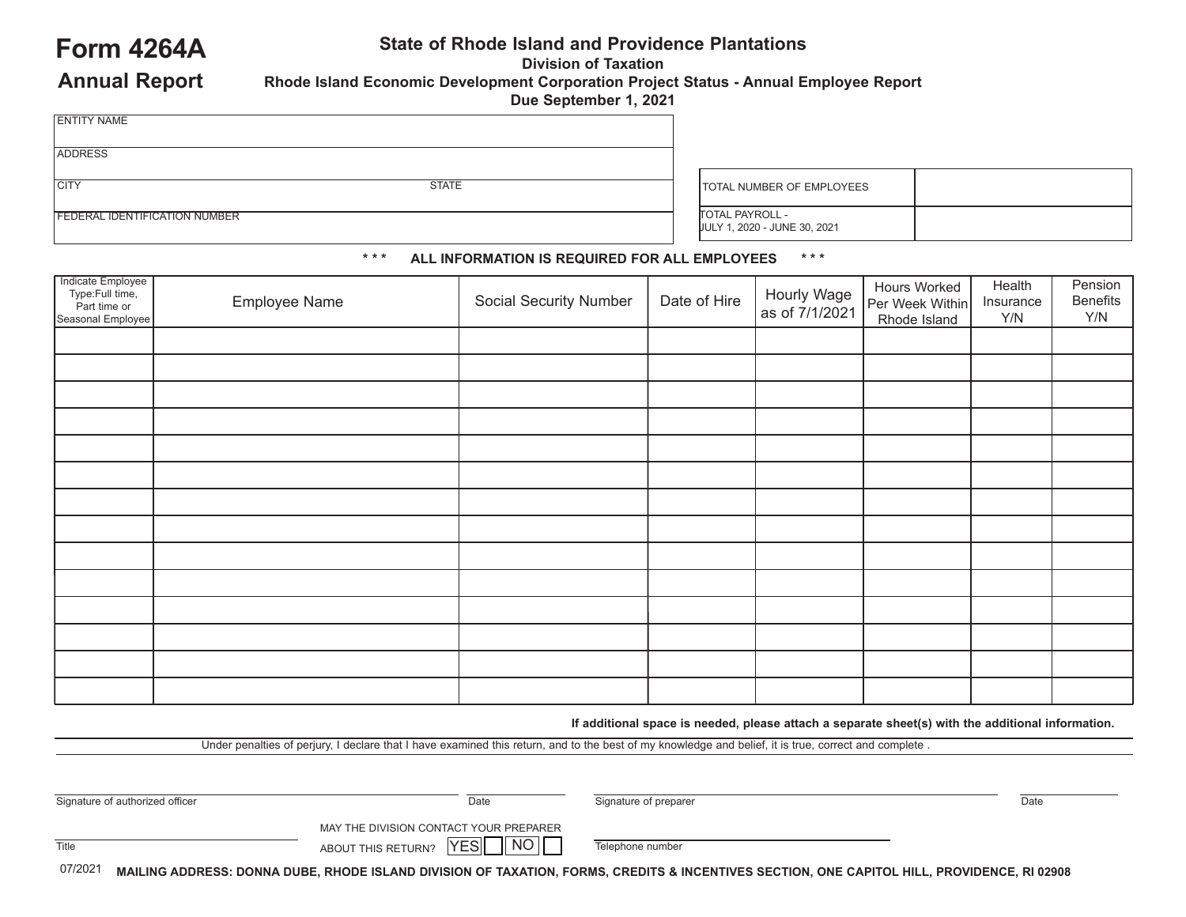# Form 4264A
## Annual Report

**State of Rhode Island and Providence Plantations**
**Division of Taxation**
**Rhode Island Economic Development Corporation Project Status - Annual Employee Report**
**Due September 1, 2021**

| ENTITY NAME | |
|---|---|
| ADDRESS | |
| CITY | STATE |
| FEDERAL IDENTIFICATION NUMBER | |

| TOTAL NUMBER OF EMPLOYEES | |
|---|---|
| TOTAL PAYROLL - JULY 1, 2020 - JUNE 30, 2021 | |

**\*\*\* ALL INFORMATION IS REQUIRED FOR ALL EMPLOYEES \*\*\***

| Indicate Employee Type:Full time, Part time or Seasonal Employee | Employee Name | Social Security Number | Date of Hire | Hourly Wage as of 7/1/2021 | Hours Worked Per Week Within Rhode Island | Health Insurance Y/N | Pension Benefits Y/N |
|---|---|---|---|---|---|---|---|
| | | | | | | | |
| | | | | | | | |
| | | | | | | | |
| | | | | | | | |
| | | | | | | | |
| | | | | | | | |
| | | | | | | | |
| | | | | | | | |
| | | | | | | | |
| | | | | | | | |
| | | | | | | | |
| | | | | | | | |
| | | | | | | | |
| | | | | | | | |

**If additional space is needed, please attach a separate sheet(s) with the additional information.**

Under penalties of perjury, I declare that I have examined this return, and to the best of my knowledge and belief, it is true, correct and complete .

Signature of authorized officer _______________ Date _______________

Signature of preparer _______________ Date _______________

Title _______________

MAY THE DIVISION CONTACT YOUR PREPARER ABOUT THIS RETURN? YES ☐ NO ☐

Telephone number _______________

07/2021 **MAILING ADDRESS: DONNA DUBE, RHODE ISLAND DIVISION OF TAXATION, FORMS, CREDITS & INCENTIVES SECTION, ONE CAPITOL HILL, PROVIDENCE, RI 02908**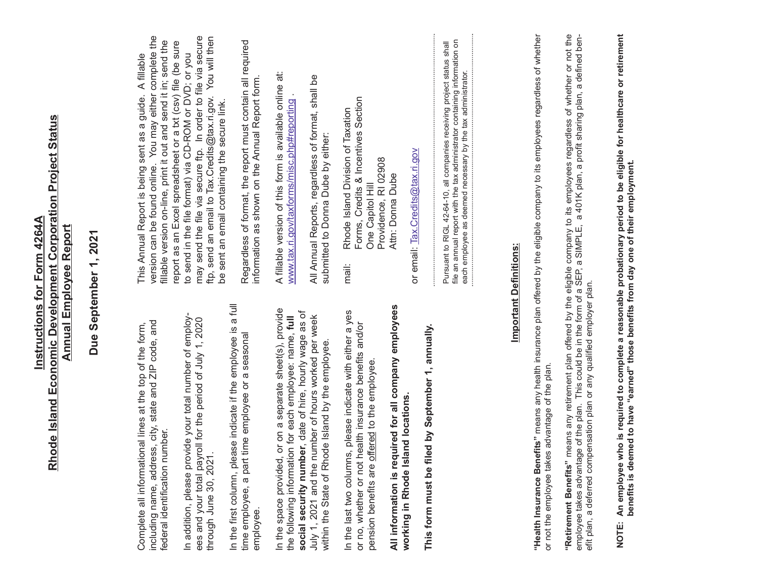# Instructions for Form 4264A

## Rhode Island Economic Development Corporation Project Status Annual Employee Report

### Due September 1, 2021

Complete all informational lines at the top of the form, including name, address, city, state and ZIP code, and federal identification number.

In addition, please provide your total number of employees and your total payroll for the period of July 1, 2020 through June 30, 2021.

In the first column, please indicate if the employee is a full time employee, a part time employee or a seasonal employee.

In the space provided, or on a separate sheet(s), provide the following information for each employee: name, **full social security number**, date of hire, hourly wage as of July 1, 2021 and the number of hours worked per week within the State of Rhode Island by the employee.

In the last two columns, please indicate with either a yes or no, whether or not health insurance benefits and/or pension benefits are offered to the employee.

**All information is required for all company employees working in Rhode Island locations.**

**This form must be filed by September 1, annually.**

This Annual Report is being sent as a guide. A fillable version can be found online. You may either complete the fillable version on-line, print it out and send it in; send the report as an Excel spreadsheet or a txt (csv) file (be sure to send in the file format) via CD-ROM or DVD; or you may send the file via secure ftp. In order to file via secure ftp, send an email to Tax.Credits@tax.ri.gov. You will then be sent an email containing the secure link.

Regardless of format, the report must contain all required information as shown on the Annual Report form.

A fillable version of this form is available online at: www.tax.ri.gov/taxforms/misc.php#reporting .

All Annual Reports, regardless of format, shall be submitted to Donna Dube by either:

mail: Rhode Island Division of Taxation
Forms, Credits & Incentives Section
One Capitol Hill
Providence, RI 02908
Attn: Donna Dube

or email: Tax.Credits@tax.ri.gov

Pursuant to RIGL 42-64-10, all companies receiving project status shall file an annual report with the tax administrator containing information on each employee as deemed necessary by the tax administrator.

## Important Definitions:

**"Health Insurance Benefits"** means any health insurance plan offered by the eligible company to its employees regardless of whether or not the employee takes advantage of the plan.

**"Retirement Benefits"** means any retirement plan offered by the eligible company to its employees regardless of whether or not the employee takes advantage of the plan. This could be in the form of a SEP, a SIMPLE, a 401K plan, a profit sharing plan, a defined benefit plan, a deferred compensation plan or any qualified employer plan.

**NOTE: An employee who is required to complete a reasonable probationary period to be eligible for healthcare or retirement benefits is deemed to have "earned" those benefits from day one of their employment.**